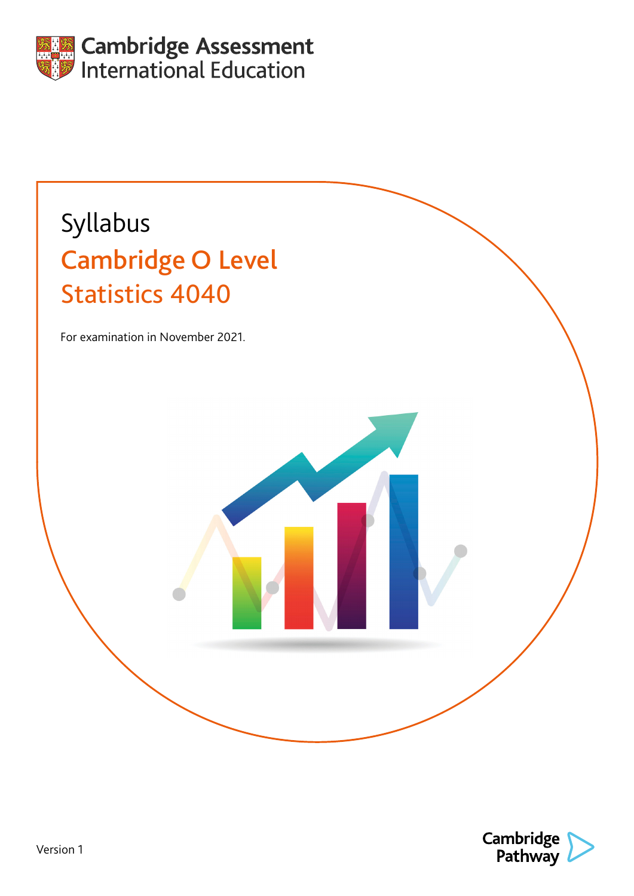Cambridge Assessment International Education

Syllabus

# Cambridge O Level Statistics 4040

For examination in November 2021.

Version 1

Cambridge Pathway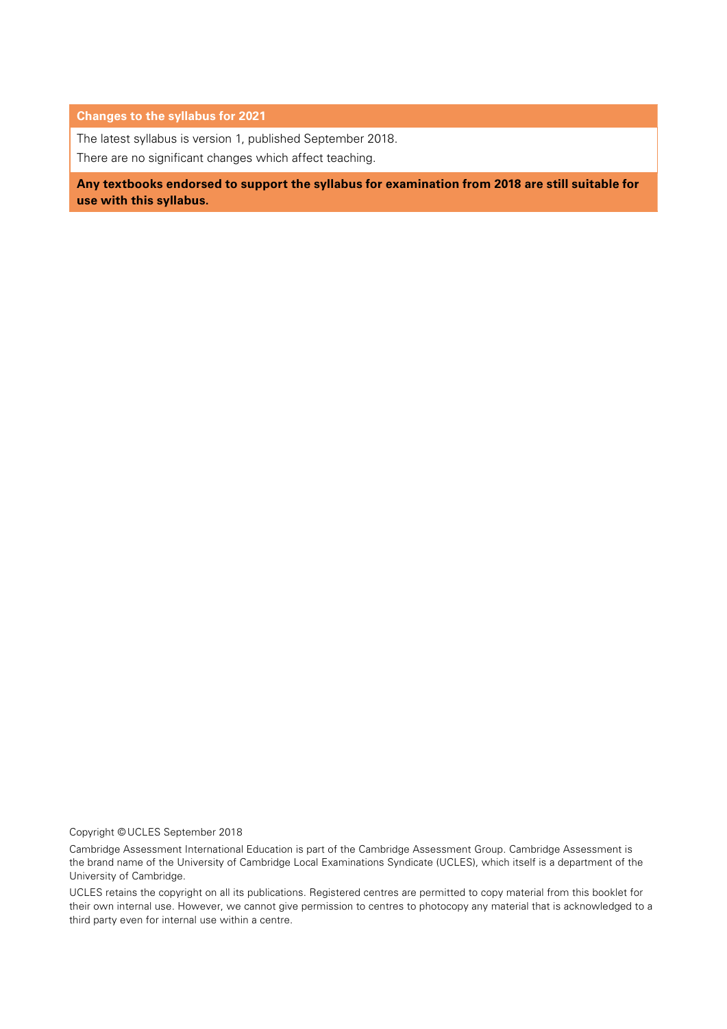**Changes to the syllabus for 2021**

The latest syllabus is version 1, published September 2018.

There are no significant changes which affect teaching.

**Any textbooks endorsed to support the syllabus for examination from 2018 are still suitable for use with this syllabus.**

Copyright © UCLES September 2018

Cambridge Assessment International Education is part of the Cambridge Assessment Group. Cambridge Assessment is the brand name of the University of Cambridge Local Examinations Syndicate (UCLES), which itself is a department of the University of Cambridge.

UCLES retains the copyright on all its publications. Registered centres are permitted to copy material from this booklet for their own internal use. However, we cannot give permission to centres to photocopy any material that is acknowledged to a third party even for internal use within a centre.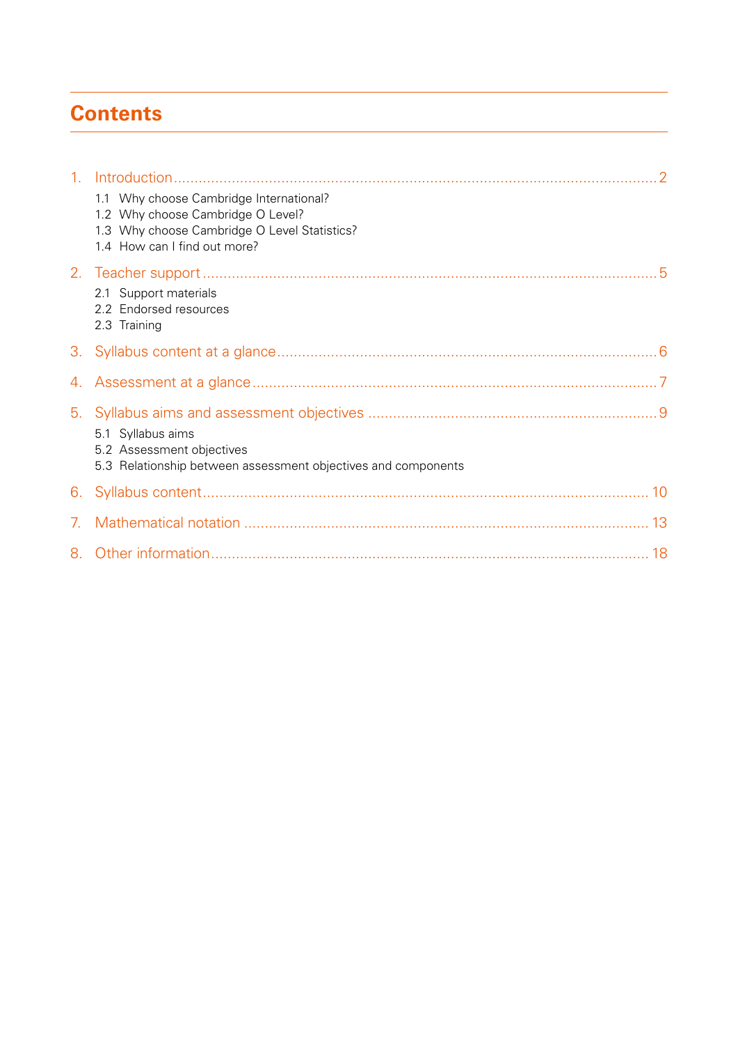# Contents

1. Introduction ..... 2
   - 1.1 Why choose Cambridge International?
   - 1.2 Why choose Cambridge O Level?
   - 1.3 Why choose Cambridge O Level Statistics?
   - 1.4 How can I find out more?
2. Teacher support ..... 5
   - 2.1 Support materials
   - 2.2 Endorsed resources
   - 2.3 Training
3. Syllabus content at a glance ..... 6
4. Assessment at a glance ..... 7
5. Syllabus aims and assessment objectives ..... 9
   - 5.1 Syllabus aims
   - 5.2 Assessment objectives
   - 5.3 Relationship between assessment objectives and components
6. Syllabus content ..... 10
7. Mathematical notation ..... 13
8. Other information ..... 18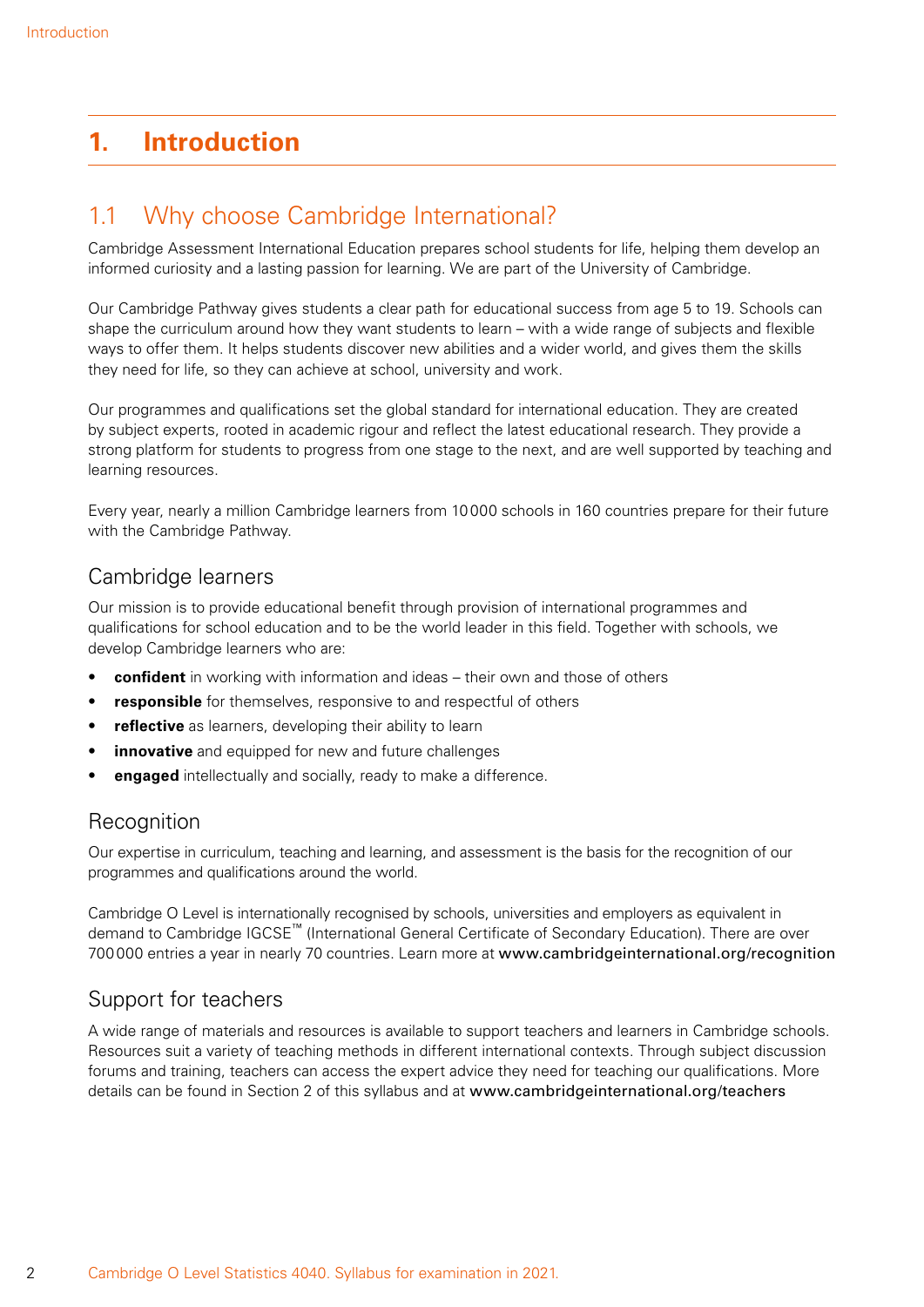# 1. Introduction

## 1.1 Why choose Cambridge International?

Cambridge Assessment International Education prepares school students for life, helping them develop an informed curiosity and a lasting passion for learning. We are part of the University of Cambridge.

Our Cambridge Pathway gives students a clear path for educational success from age 5 to 19. Schools can shape the curriculum around how they want students to learn – with a wide range of subjects and flexible ways to offer them. It helps students discover new abilities and a wider world, and gives them the skills they need for life, so they can achieve at school, university and work.

Our programmes and qualifications set the global standard for international education. They are created by subject experts, rooted in academic rigour and reflect the latest educational research. They provide a strong platform for students to progress from one stage to the next, and are well supported by teaching and learning resources.

Every year, nearly a million Cambridge learners from 10 000 schools in 160 countries prepare for their future with the Cambridge Pathway.

### Cambridge learners

Our mission is to provide educational benefit through provision of international programmes and qualifications for school education and to be the world leader in this field. Together with schools, we develop Cambridge learners who are:

- **confident** in working with information and ideas – their own and those of others
- **responsible** for themselves, responsive to and respectful of others
- **reflective** as learners, developing their ability to learn
- **innovative** and equipped for new and future challenges
- **engaged** intellectually and socially, ready to make a difference.

### Recognition

Our expertise in curriculum, teaching and learning, and assessment is the basis for the recognition of our programmes and qualifications around the world.

Cambridge O Level is internationally recognised by schools, universities and employers as equivalent in demand to Cambridge IGCSE™ (International General Certificate of Secondary Education). There are over 700 000 entries a year in nearly 70 countries. Learn more at **www.cambridgeinternational.org/recognition**

### Support for teachers

A wide range of materials and resources is available to support teachers and learners in Cambridge schools. Resources suit a variety of teaching methods in different international contexts. Through subject discussion forums and training, teachers can access the expert advice they need for teaching our qualifications. More details can be found in Section 2 of this syllabus and at **www.cambridgeinternational.org/teachers**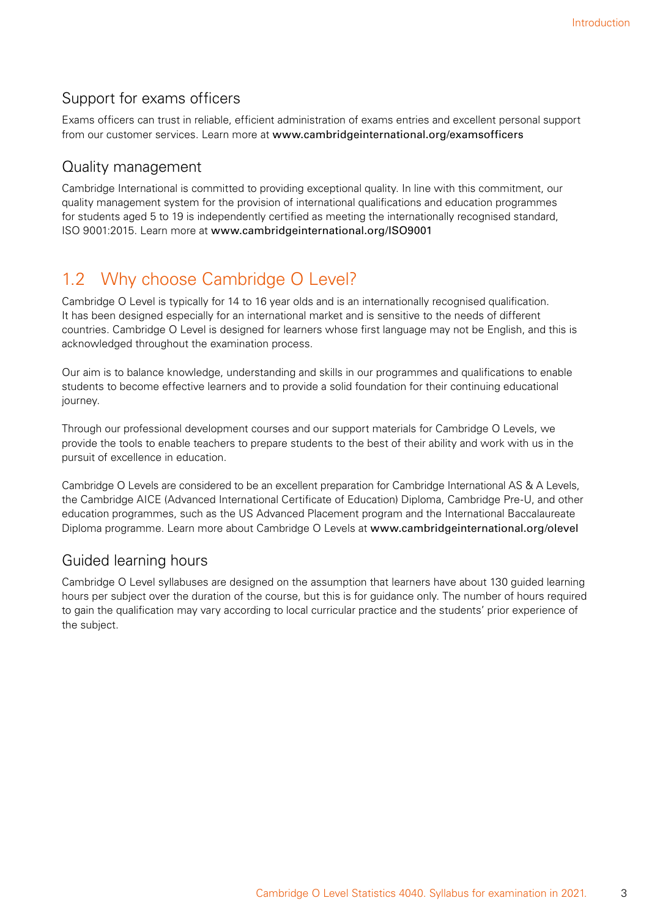### Support for exams officers

Exams officers can trust in reliable, efficient administration of exams entries and excellent personal support from our customer services. Learn more at **www.cambridgeinternational.org/examsofficers**

### Quality management

Cambridge International is committed to providing exceptional quality. In line with this commitment, our quality management system for the provision of international qualifications and education programmes for students aged 5 to 19 is independently certified as meeting the internationally recognised standard, ISO 9001:2015. Learn more at **www.cambridgeinternational.org/ISO9001**

## 1.2 Why choose Cambridge O Level?

Cambridge O Level is typically for 14 to 16 year olds and is an internationally recognised qualification. It has been designed especially for an international market and is sensitive to the needs of different countries. Cambridge O Level is designed for learners whose first language may not be English, and this is acknowledged throughout the examination process.

Our aim is to balance knowledge, understanding and skills in our programmes and qualifications to enable students to become effective learners and to provide a solid foundation for their continuing educational journey.

Through our professional development courses and our support materials for Cambridge O Levels, we provide the tools to enable teachers to prepare students to the best of their ability and work with us in the pursuit of excellence in education.

Cambridge O Levels are considered to be an excellent preparation for Cambridge International AS & A Levels, the Cambridge AICE (Advanced International Certificate of Education) Diploma, Cambridge Pre-U, and other education programmes, such as the US Advanced Placement program and the International Baccalaureate Diploma programme. Learn more about Cambridge O Levels at **www.cambridgeinternational.org/olevel**

### Guided learning hours

Cambridge O Level syllabuses are designed on the assumption that learners have about 130 guided learning hours per subject over the duration of the course, but this is for guidance only. The number of hours required to gain the qualification may vary according to local curricular practice and the students' prior experience of the subject.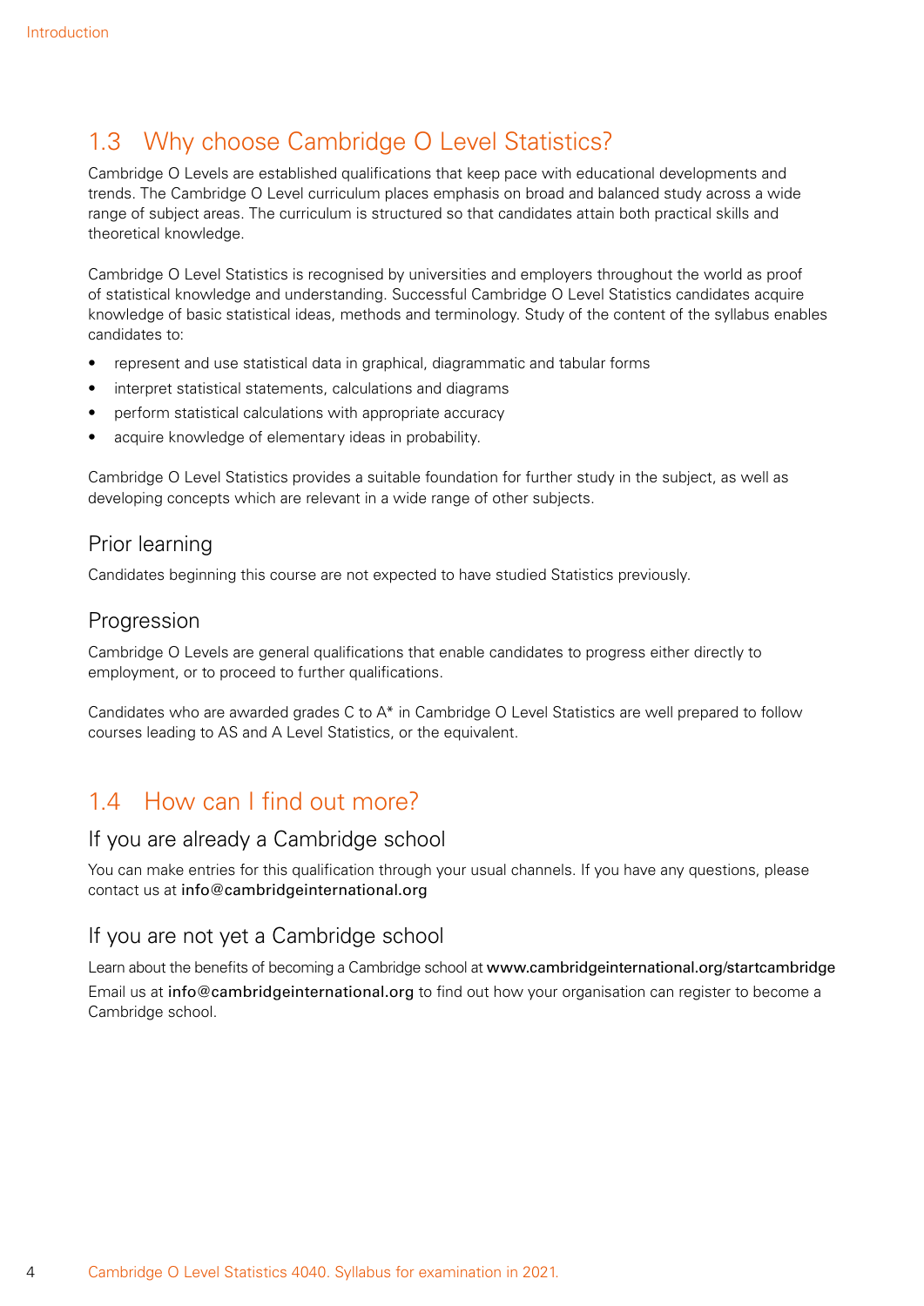## 1.3 Why choose Cambridge O Level Statistics?

Cambridge O Levels are established qualifications that keep pace with educational developments and trends. The Cambridge O Level curriculum places emphasis on broad and balanced study across a wide range of subject areas. The curriculum is structured so that candidates attain both practical skills and theoretical knowledge.

Cambridge O Level Statistics is recognised by universities and employers throughout the world as proof of statistical knowledge and understanding. Successful Cambridge O Level Statistics candidates acquire knowledge of basic statistical ideas, methods and terminology. Study of the content of the syllabus enables candidates to:

- represent and use statistical data in graphical, diagrammatic and tabular forms
- interpret statistical statements, calculations and diagrams
- perform statistical calculations with appropriate accuracy
- acquire knowledge of elementary ideas in probability.

Cambridge O Level Statistics provides a suitable foundation for further study in the subject, as well as developing concepts which are relevant in a wide range of other subjects.

### Prior learning

Candidates beginning this course are not expected to have studied Statistics previously.

### Progression

Cambridge O Levels are general qualifications that enable candidates to progress either directly to employment, or to proceed to further qualifications.

Candidates who are awarded grades C to A* in Cambridge O Level Statistics are well prepared to follow courses leading to AS and A Level Statistics, or the equivalent.

## 1.4 How can I find out more?

### If you are already a Cambridge school

You can make entries for this qualification through your usual channels. If you have any questions, please contact us at info@cambridgeinternational.org

### If you are not yet a Cambridge school

Learn about the benefits of becoming a Cambridge school at www.cambridgeinternational.org/startcambridge
Email us at info@cambridgeinternational.org to find out how your organisation can register to become a Cambridge school.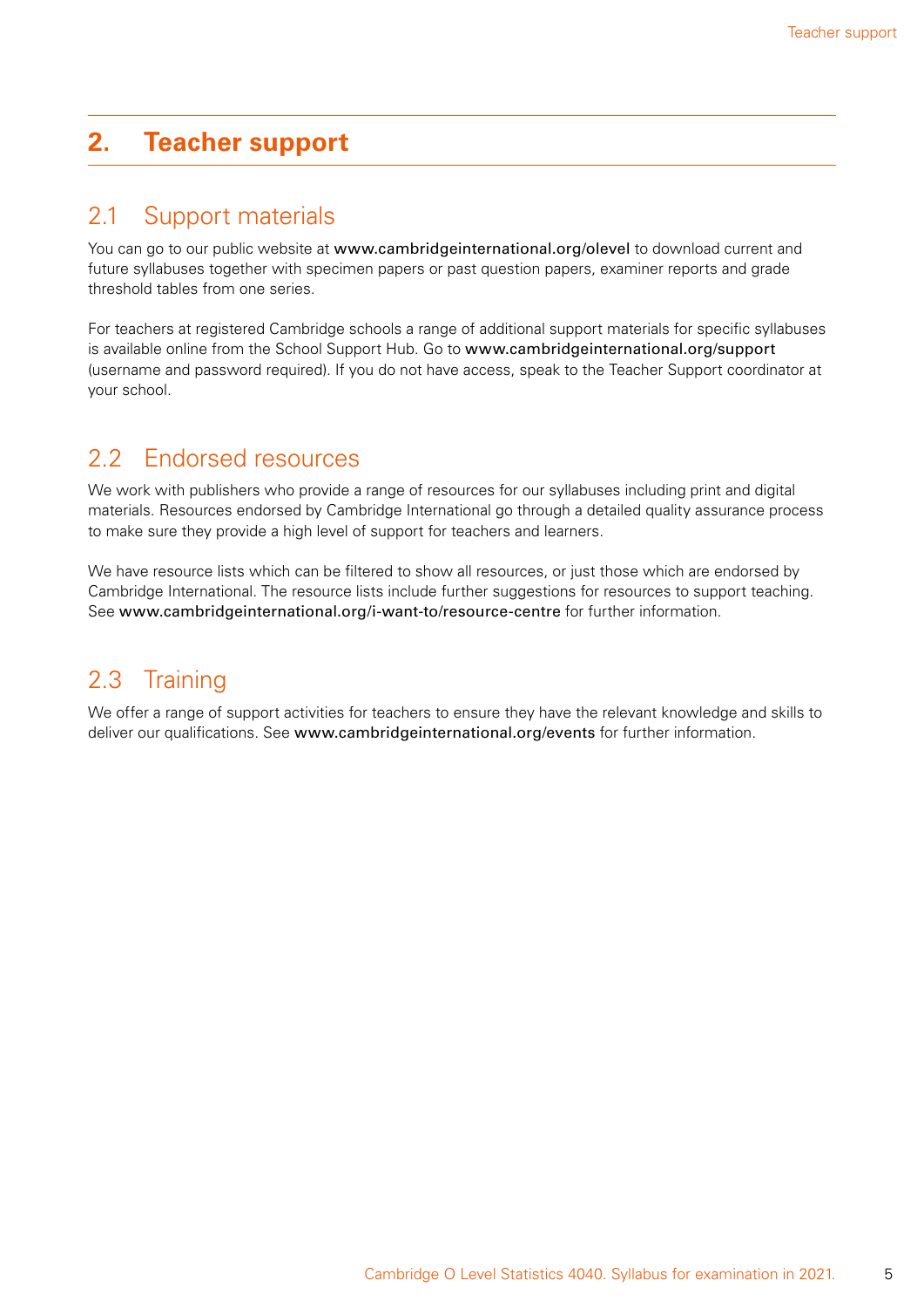## 2. Teacher support

### 2.1 Support materials

You can go to our public website at www.cambridgeinternational.org/olevel to download current and future syllabuses together with specimen papers or past question papers, examiner reports and grade threshold tables from one series.

For teachers at registered Cambridge schools a range of additional support materials for specific syllabuses is available online from the School Support Hub. Go to www.cambridgeinternational.org/support (username and password required). If you do not have access, speak to the Teacher Support coordinator at your school.

### 2.2 Endorsed resources

We work with publishers who provide a range of resources for our syllabuses including print and digital materials. Resources endorsed by Cambridge International go through a detailed quality assurance process to make sure they provide a high level of support for teachers and learners.

We have resource lists which can be filtered to show all resources, or just those which are endorsed by Cambridge International. The resource lists include further suggestions for resources to support teaching. See www.cambridgeinternational.org/i-want-to/resource-centre for further information.

### 2.3 Training

We offer a range of support activities for teachers to ensure they have the relevant knowledge and skills to deliver our qualifications. See www.cambridgeinternational.org/events for further information.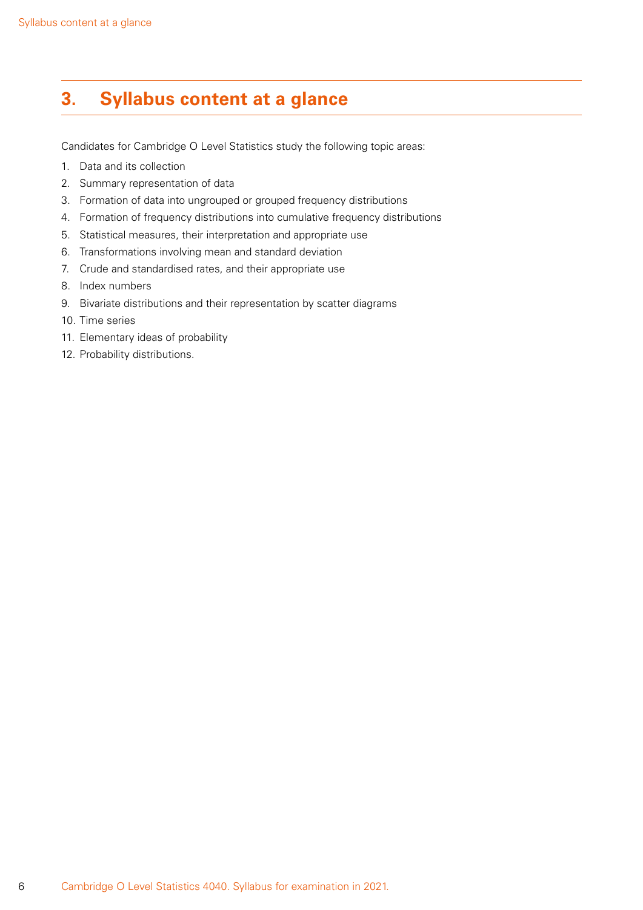# 3. Syllabus content at a glance

Candidates for Cambridge O Level Statistics study the following topic areas:

1. Data and its collection
2. Summary representation of data
3. Formation of data into ungrouped or grouped frequency distributions
4. Formation of frequency distributions into cumulative frequency distributions
5. Statistical measures, their interpretation and appropriate use
6. Transformations involving mean and standard deviation
7. Crude and standardised rates, and their appropriate use
8. Index numbers
9. Bivariate distributions and their representation by scatter diagrams
10. Time series
11. Elementary ideas of probability
12. Probability distributions.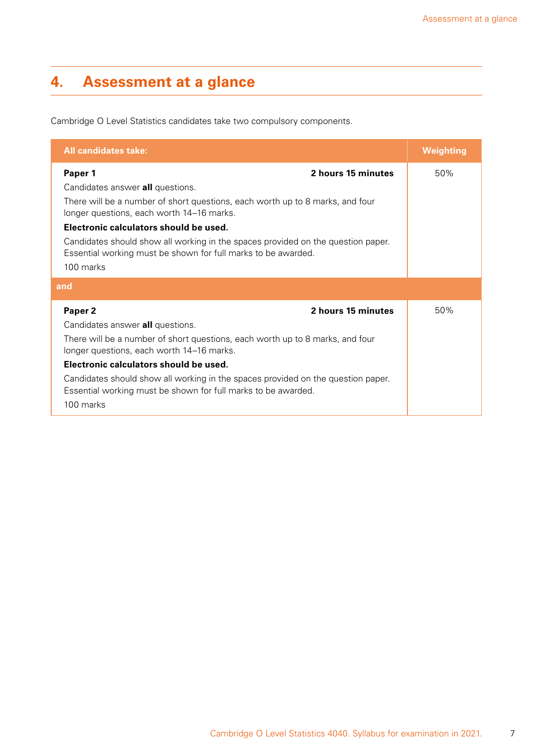# 4. Assessment at a glance

Cambridge O Level Statistics candidates take two compulsory components.

| All candidates take: | Weighting |
|---|---|
| **Paper 1** **2 hours 15 minutes**<br>Candidates answer **all** questions.<br>There will be a number of short questions, each worth up to 8 marks, and four longer questions, each worth 14–16 marks.<br>**Electronic calculators should be used.**<br>Candidates should show all working in the spaces provided on the question paper. Essential working must be shown for full marks to be awarded.<br>100 marks | 50% |
| **and** | |
| **Paper 2** **2 hours 15 minutes**<br>Candidates answer **all** questions.<br>There will be a number of short questions, each worth up to 8 marks, and four longer questions, each worth 14–16 marks.<br>**Electronic calculators should be used.**<br>Candidates should show all working in the spaces provided on the question paper. Essential working must be shown for full marks to be awarded.<br>100 marks | 50% |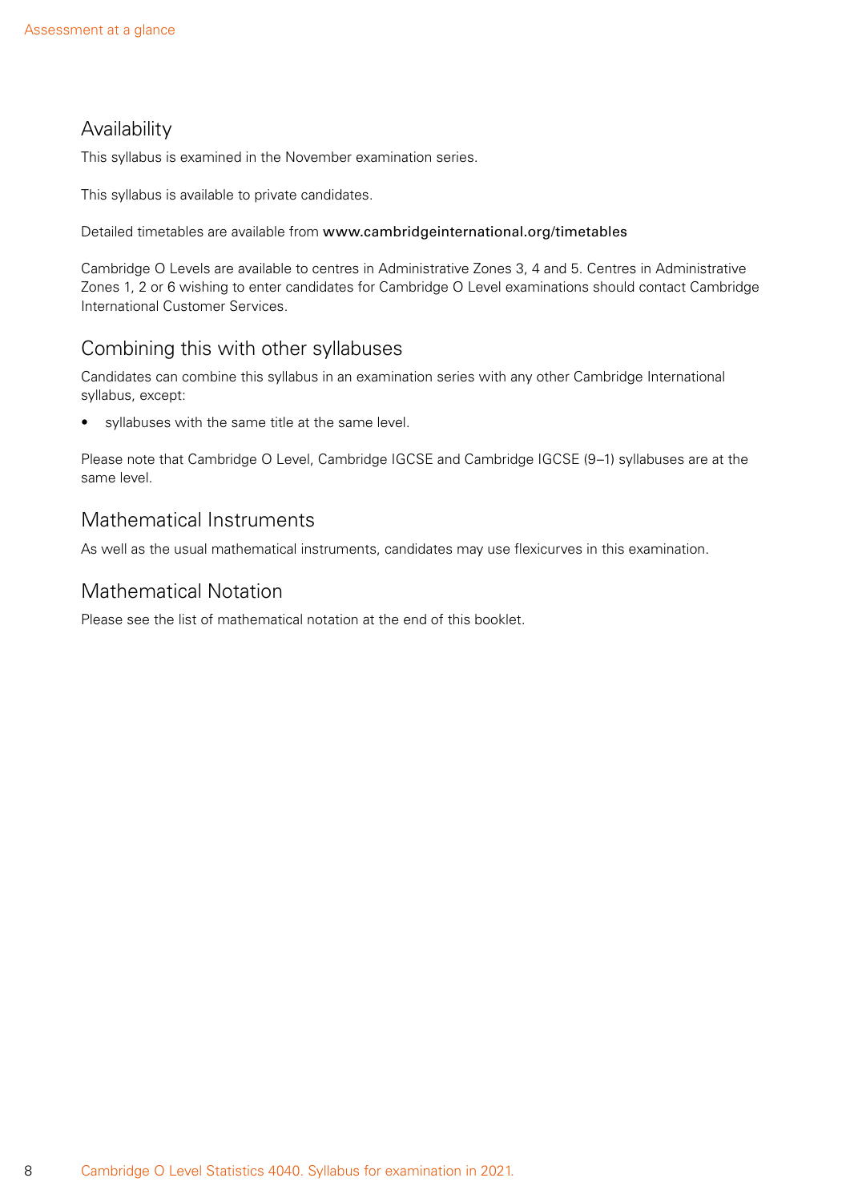## Availability

This syllabus is examined in the November examination series.

This syllabus is available to private candidates.

Detailed timetables are available from **www.cambridgeinternational.org/timetables**

Cambridge O Levels are available to centres in Administrative Zones 3, 4 and 5. Centres in Administrative Zones 1, 2 or 6 wishing to enter candidates for Cambridge O Level examinations should contact Cambridge International Customer Services.

## Combining this with other syllabuses

Candidates can combine this syllabus in an examination series with any other Cambridge International syllabus, except:

- syllabuses with the same title at the same level.

Please note that Cambridge O Level, Cambridge IGCSE and Cambridge IGCSE (9–1) syllabuses are at the same level.

## Mathematical Instruments

As well as the usual mathematical instruments, candidates may use flexicurves in this examination.

## Mathematical Notation

Please see the list of mathematical notation at the end of this booklet.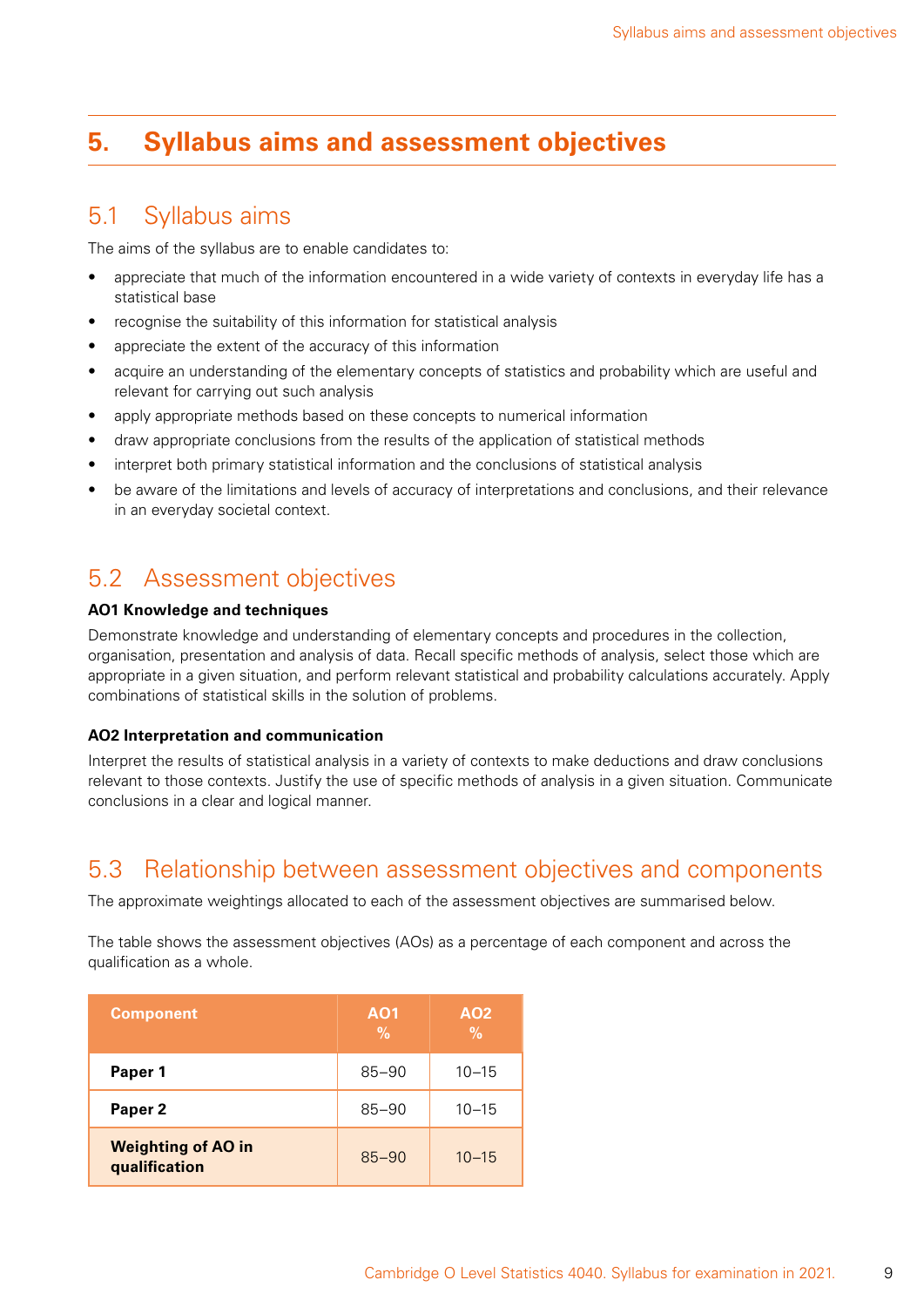# 5. Syllabus aims and assessment objectives

## 5.1 Syllabus aims

The aims of the syllabus are to enable candidates to:

- appreciate that much of the information encountered in a wide variety of contexts in everyday life has a statistical base
- recognise the suitability of this information for statistical analysis
- appreciate the extent of the accuracy of this information
- acquire an understanding of the elementary concepts of statistics and probability which are useful and relevant for carrying out such analysis
- apply appropriate methods based on these concepts to numerical information
- draw appropriate conclusions from the results of the application of statistical methods
- interpret both primary statistical information and the conclusions of statistical analysis
- be aware of the limitations and levels of accuracy of interpretations and conclusions, and their relevance in an everyday societal context.

## 5.2 Assessment objectives

**AO1 Knowledge and techniques**

Demonstrate knowledge and understanding of elementary concepts and procedures in the collection, organisation, presentation and analysis of data. Recall specific methods of analysis, select those which are appropriate in a given situation, and perform relevant statistical and probability calculations accurately. Apply combinations of statistical skills in the solution of problems.

**AO2 Interpretation and communication**

Interpret the results of statistical analysis in a variety of contexts to make deductions and draw conclusions relevant to those contexts. Justify the use of specific methods of analysis in a given situation. Communicate conclusions in a clear and logical manner.

## 5.3 Relationship between assessment objectives and components

The approximate weightings allocated to each of the assessment objectives are summarised below.

The table shows the assessment objectives (AOs) as a percentage of each component and across the qualification as a whole.

| Component | AO1 % | AO2 % |
|---|---|---|
| **Paper 1** | 85–90 | 10–15 |
| **Paper 2** | 85–90 | 10–15 |
| **Weighting of AO in qualification** | 85–90 | 10–15 |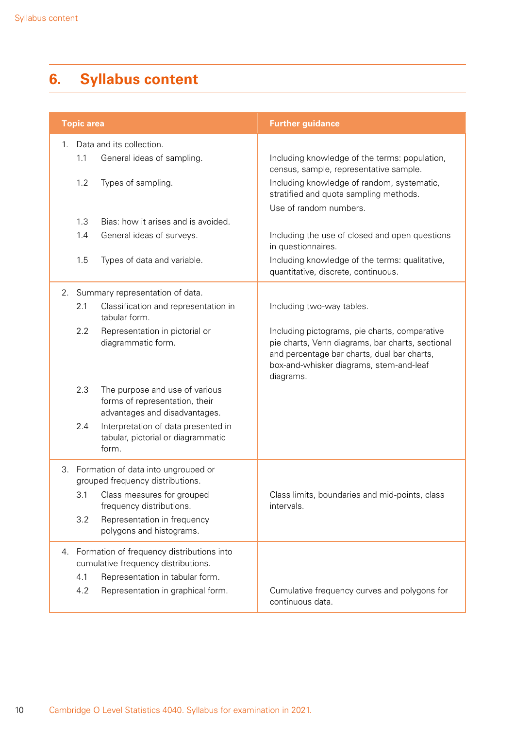# 6. Syllabus content

| Topic area | Further guidance |
|---|---|
| 1. Data and its collection. | |
| 1.1 General ideas of sampling. | Including knowledge of the terms: population, census, sample, representative sample. |
| 1.2 Types of sampling. | Including knowledge of random, systematic, stratified and quota sampling methods. Use of random numbers. |
| 1.3 Bias: how it arises and is avoided. | |
| 1.4 General ideas of surveys. | Including the use of closed and open questions in questionnaires. |
| 1.5 Types of data and variable. | Including knowledge of the terms: qualitative, quantitative, discrete, continuous. |
| 2. Summary representation of data. | |
| 2.1 Classification and representation in tabular form. | Including two-way tables. |
| 2.2 Representation in pictorial or diagrammatic form. | Including pictograms, pie charts, comparative pie charts, Venn diagrams, bar charts, sectional and percentage bar charts, dual bar charts, box-and-whisker diagrams, stem-and-leaf diagrams. |
| 2.3 The purpose and use of various forms of representation, their advantages and disadvantages. | |
| 2.4 Interpretation of data presented in tabular, pictorial or diagrammatic form. | |
| 3. Formation of data into ungrouped or grouped frequency distributions. | |
| 3.1 Class measures for grouped frequency distributions. | Class limits, boundaries and mid-points, class intervals. |
| 3.2 Representation in frequency polygons and histograms. | |
| 4. Formation of frequency distributions into cumulative frequency distributions. | |
| 4.1 Representation in tabular form. | |
| 4.2 Representation in graphical form. | Cumulative frequency curves and polygons for continuous data. |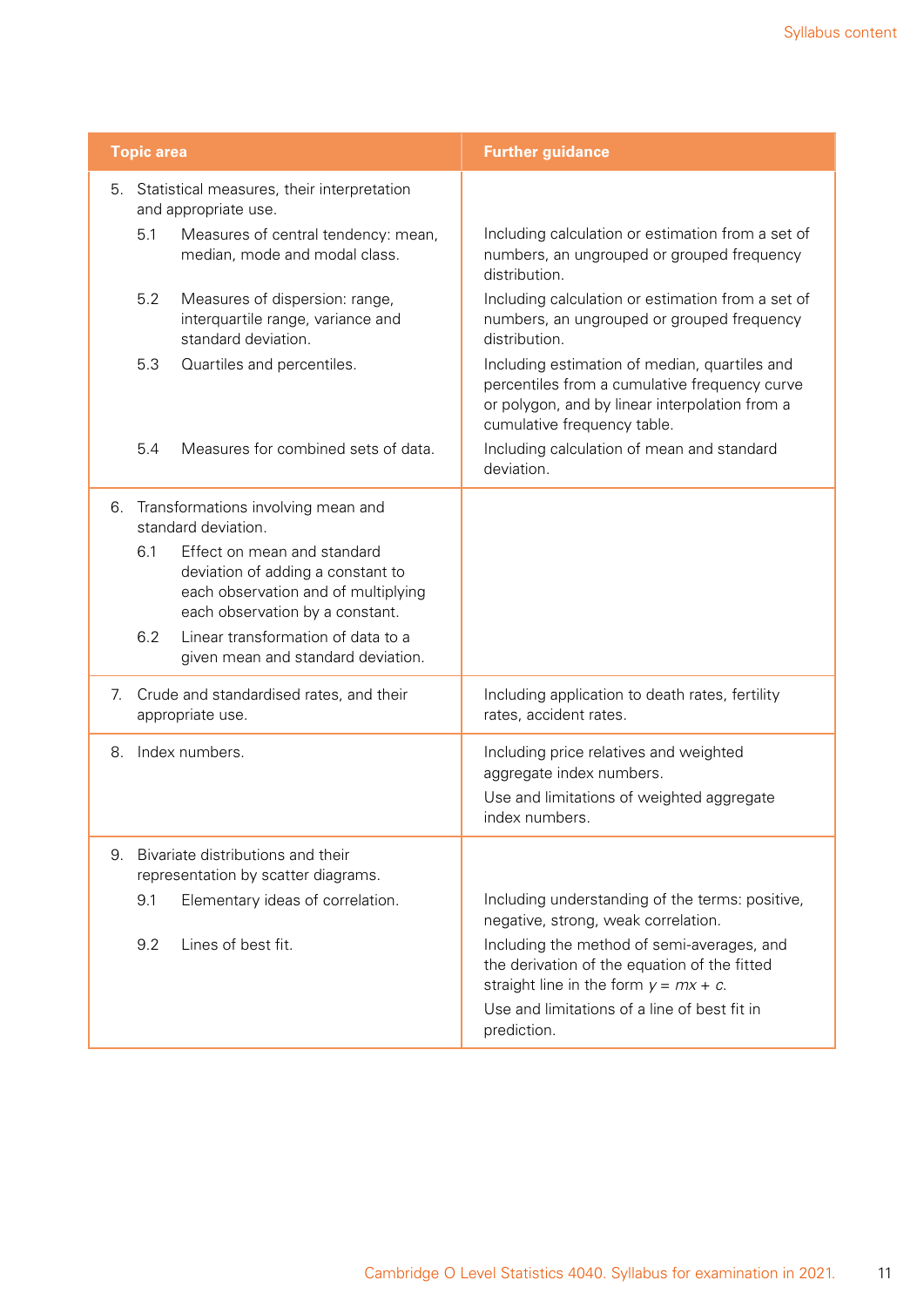| Topic area | Further guidance |
|---|---|
| 5. Statistical measures, their interpretation and appropriate use. | |
| 5.1 Measures of central tendency: mean, median, mode and modal class. | Including calculation or estimation from a set of numbers, an ungrouped or grouped frequency distribution. |
| 5.2 Measures of dispersion: range, interquartile range, variance and standard deviation. | Including calculation or estimation from a set of numbers, an ungrouped or grouped frequency distribution. |
| 5.3 Quartiles and percentiles. | Including estimation of median, quartiles and percentiles from a cumulative frequency curve or polygon, and by linear interpolation from a cumulative frequency table. |
| 5.4 Measures for combined sets of data. | Including calculation of mean and standard deviation. |
| 6. Transformations involving mean and standard deviation. | |
| 6.1 Effect on mean and standard deviation of adding a constant to each observation and of multiplying each observation by a constant. | |
| 6.2 Linear transformation of data to a given mean and standard deviation. | |
| 7. Crude and standardised rates, and their appropriate use. | Including application to death rates, fertility rates, accident rates. |
| 8. Index numbers. | Including price relatives and weighted aggregate index numbers. Use and limitations of weighted aggregate index numbers. |
| 9. Bivariate distributions and their representation by scatter diagrams. | |
| 9.1 Elementary ideas of correlation. | Including understanding of the terms: positive, negative, strong, weak correlation. |
| 9.2 Lines of best fit. | Including the method of semi-averages, and the derivation of the equation of the fitted straight line in the form $y = mx + c$. Use and limitations of a line of best fit in prediction. |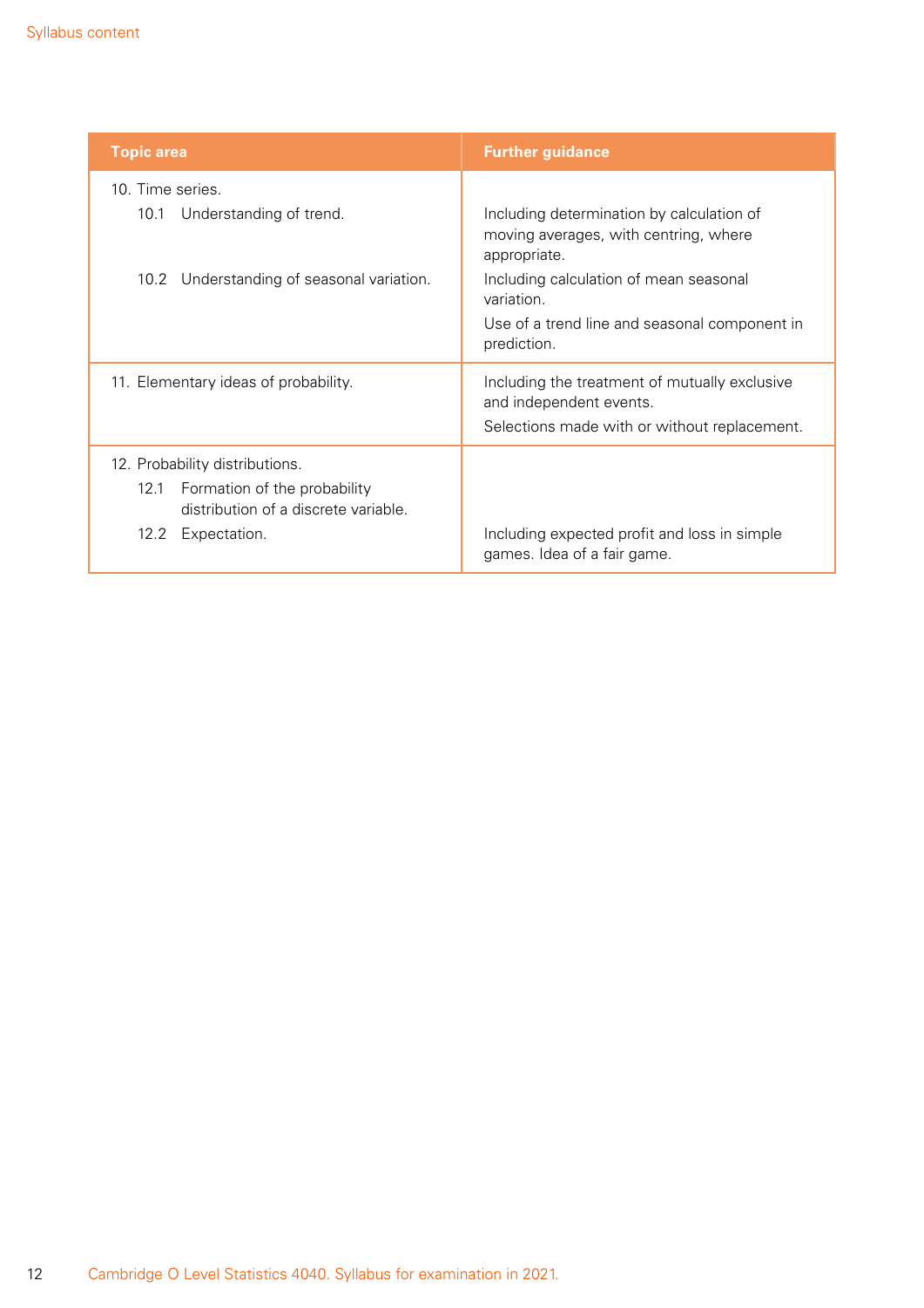| Topic area | Further guidance |
|---|---|
| 10. Time series. | |
| 10.1 Understanding of trend. | Including determination by calculation of moving averages, with centring, where appropriate. |
| 10.2 Understanding of seasonal variation. | Including calculation of mean seasonal variation.<br>Use of a trend line and seasonal component in prediction. |
| 11. Elementary ideas of probability. | Including the treatment of mutually exclusive and independent events.<br>Selections made with or without replacement. |
| 12. Probability distributions. | |
| 12.1 Formation of the probability distribution of a discrete variable. | |
| 12.2 Expectation. | Including expected profit and loss in simple games. Idea of a fair game. |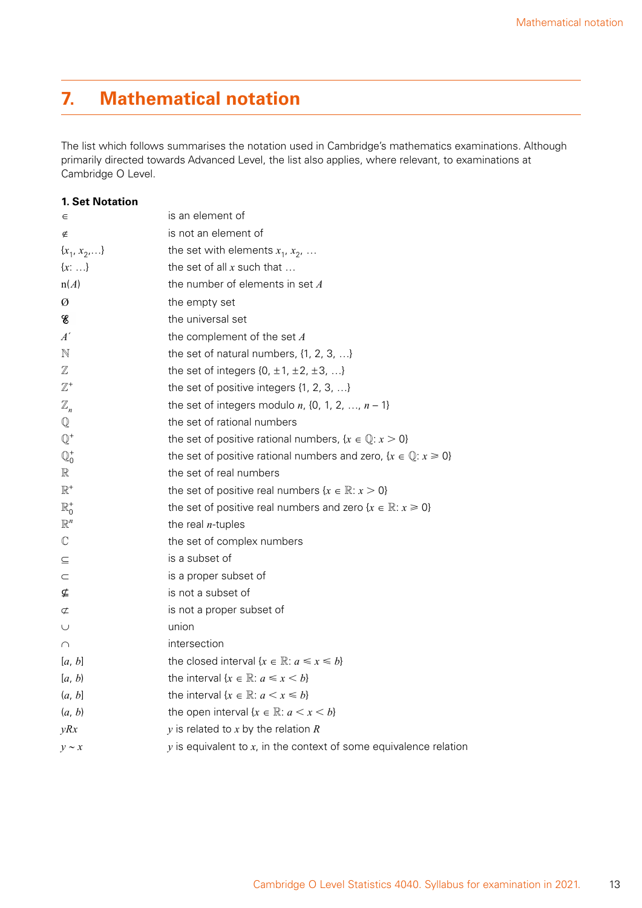## 7. Mathematical notation

The list which follows summarises the notation used in Cambridge's mathematics examinations. Although primarily directed towards Advanced Level, the list also applies, where relevant, to examinations at Cambridge O Level.

### 1. Set Notation

| | |
|---|---|
| $\in$ | is an element of |
| $\notin$ | is not an element of |
| $\{x_1, x_2, \ldots\}$ | the set with elements $x_1$, $x_2$, … |
| $\{x: \ldots\}$ | the set of all $x$ such that … |
| $\mathrm{n}(A)$ | the number of elements in set $A$ |
| $\varnothing$ | the empty set |
| $\mathscr{E}$ | the universal set |
| $A'$ | the complement of the set $A$ |
| $\mathbb{N}$ | the set of natural numbers, {1, 2, 3, …} |
| $\mathbb{Z}$ | the set of integers {0, ±1, ±2, ±3, …} |
| $\mathbb{Z}^+$ | the set of positive integers {1, 2, 3, …} |
| $\mathbb{Z}_n$ | the set of integers modulo $n$, {0, 1, 2, …, $n - 1$} |
| $\mathbb{Q}$ | the set of rational numbers |
| $\mathbb{Q}^+$ | the set of positive rational numbers, $\{x \in \mathbb{Q}: x > 0\}$ |
| $\mathbb{Q}_0^+$ | the set of positive rational numbers and zero, $\{x \in \mathbb{Q}: x \geqslant 0\}$ |
| $\mathbb{R}$ | the set of real numbers |
| $\mathbb{R}^+$ | the set of positive real numbers $\{x \in \mathbb{R}: x > 0\}$ |
| $\mathbb{R}_0^+$ | the set of positive real numbers and zero $\{x \in \mathbb{R}: x \geqslant 0\}$ |
| $\mathbb{R}^n$ | the real $n$-tuples |
| $\mathbb{C}$ | the set of complex numbers |
| $\subseteq$ | is a subset of |
| $\subset$ | is a proper subset of |
| $\nsubseteq$ | is not a subset of |
| $\not\subset$ | is not a proper subset of |
| $\cup$ | union |
| $\cap$ | intersection |
| $[a, b]$ | the closed interval $\{x \in \mathbb{R}: a \leqslant x \leqslant b\}$ |
| $[a, b)$ | the interval $\{x \in \mathbb{R}: a \leqslant x < b\}$ |
| $(a, b]$ | the interval $\{x \in \mathbb{R}: a < x \leqslant b\}$ |
| $(a, b)$ | the open interval $\{x \in \mathbb{R}: a < x < b\}$ |
| $yRx$ | $y$ is related to $x$ by the relation $R$ |
| $y \sim x$ | $y$ is equivalent to $x$, in the context of some equivalence relation |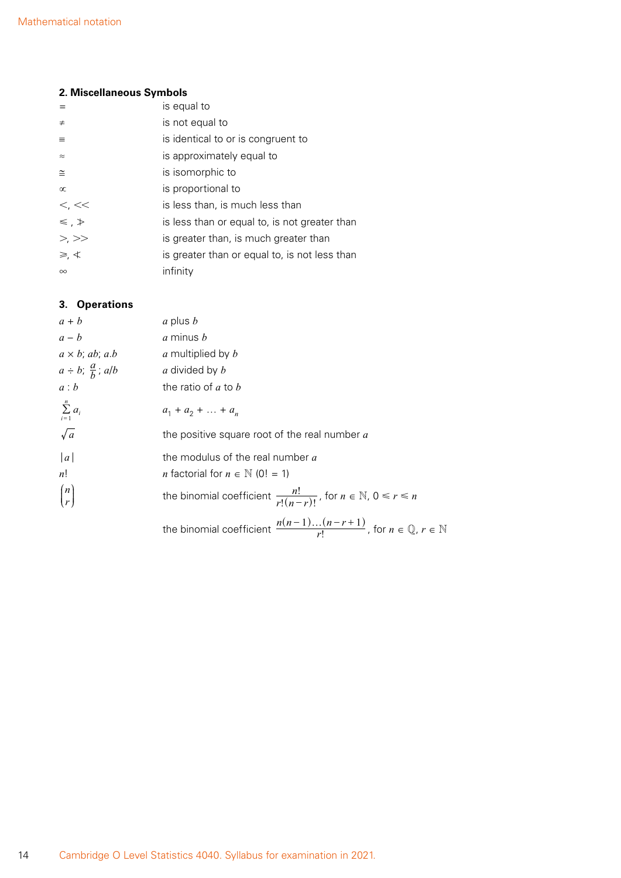## 2. Miscellaneous Symbols

| | |
|---|---|
| $=$ | is equal to |
| $\neq$ | is not equal to |
| $\equiv$ | is identical to or is congruent to |
| $\approx$ | is approximately equal to |
| $\cong$ | is isomorphic to |
| $\propto$ | is proportional to |
| $<$, $<<$ | is less than, is much less than |
| $\leqslant$, $\ngtr$ | is less than or equal to, is not greater than |
| $>$, $>>$ | is greater than, is much greater than |
| $\geqslant$, $\nless$ | is greater than or equal to, is not less than |
| $\infty$ | infinity |

## 3. Operations

| | |
|---|---|
| $a + b$ | $a$ plus $b$ |
| $a - b$ | $a$ minus $b$ |
| $a \times b$; $ab$; $a.b$ | $a$ multiplied by $b$ |
| $a \div b$; $\frac{a}{b}$; $a/b$ | $a$ divided by $b$ |
| $a : b$ | the ratio of $a$ to $b$ |
| $\sum_{i=1}^{n} a_i$ | $a_1 + a_2 + \ldots + a_n$ |
| $\sqrt{a}$ | the positive square root of the real number $a$ |
| $\lvert a \rvert$ | the modulus of the real number $a$ |
| $n!$ | $n$ factorial for $n \in \mathbb{N}$ (0! = 1) |
| $\binom{n}{r}$ | the binomial coefficient $\frac{n!}{r!(n-r)!}$, for $n \in \mathbb{N}$, $0 \leqslant r \leqslant n$ |
| | the binomial coefficient $\frac{n(n-1)\ldots(n-r+1)}{r!}$, for $n \in \mathbb{Q}$, $r \in \mathbb{N}$ |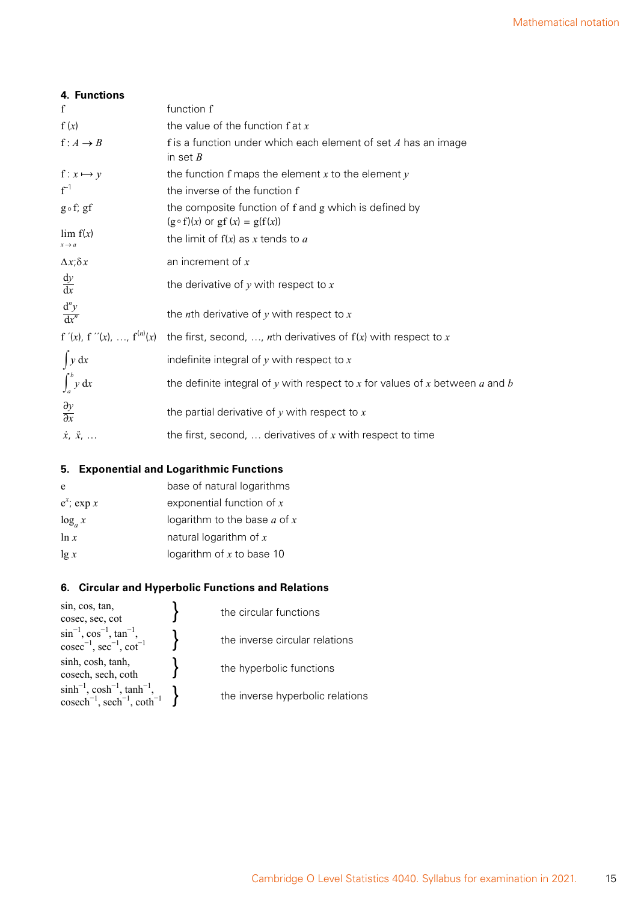### 4. Functions

| | |
|---|---|
| $\mathrm{f}$ | function f |
| $\mathrm{f}(x)$ | the value of the function f at $x$ |
| $\mathrm{f}: A \to B$ | f is a function under which each element of set $A$ has an image in set $B$ |
| $\mathrm{f}: x \mapsto y$ | the function f maps the element $x$ to the element $y$ |
| $\mathrm{f}^{-1}$ | the inverse of the function f |
| $\mathrm{g} \circ \mathrm{f}$; $\mathrm{gf}$ | the composite function of f and g which is defined by $(\mathrm{g} \circ \mathrm{f})(x)$ or $\mathrm{gf}(x) = \mathrm{g}(\mathrm{f}(x))$ |
| $\lim\limits_{x \to a} \mathrm{f}(x)$ | the limit of $\mathrm{f}(x)$ as $x$ tends to $a$ |
| $\Delta x$; $\delta x$ | an increment of $x$ |
| $\dfrac{\mathrm{d}y}{\mathrm{d}x}$ | the derivative of $y$ with respect to $x$ |
| $\dfrac{\mathrm{d}^n y}{\mathrm{d}x^n}$ | the $n$th derivative of $y$ with respect to $x$ |
| $\mathrm{f}'(x)$, $\mathrm{f}''(x)$, …, $\mathrm{f}^{(n)}(x)$ | the first, second, …, $n$th derivatives of $\mathrm{f}(x)$ with respect to $x$ |
| $\int y \, \mathrm{d}x$ | indefinite integral of $y$ with respect to $x$ |
| $\int_a^b y \, \mathrm{d}x$ | the definite integral of $y$ with respect to $x$ for values of $x$ between $a$ and $b$ |
| $\dfrac{\partial y}{\partial x}$ | the partial derivative of $y$ with respect to $x$ |
| $\dot{x}$, $\ddot{x}$, … | the first, second, … derivatives of $x$ with respect to time |

### 5. Exponential and Logarithmic Functions

| | |
|---|---|
| $\mathrm{e}$ | base of natural logarithms |
| $\mathrm{e}^x$; $\exp x$ | exponential function of $x$ |
| $\log_a x$ | logarithm to the base $a$ of $x$ |
| $\ln x$ | natural logarithm of $x$ |
| $\lg x$ | logarithm of $x$ to base 10 |

### 6. Circular and Hyperbolic Functions and Relations

| | |
|---|---|
| sin, cos, tan, cosec, sec, cot | the circular functions |
| $\sin^{-1}$, $\cos^{-1}$, $\tan^{-1}$, $\mathrm{cosec}^{-1}$, $\sec^{-1}$, $\cot^{-1}$ | the inverse circular relations |
| sinh, cosh, tanh, cosech, sech, coth | the hyperbolic functions |
| $\sinh^{-1}$, $\cosh^{-1}$, $\tanh^{-1}$, $\mathrm{cosech}^{-1}$, $\mathrm{sech}^{-1}$, $\coth^{-1}$ | the inverse hyperbolic relations |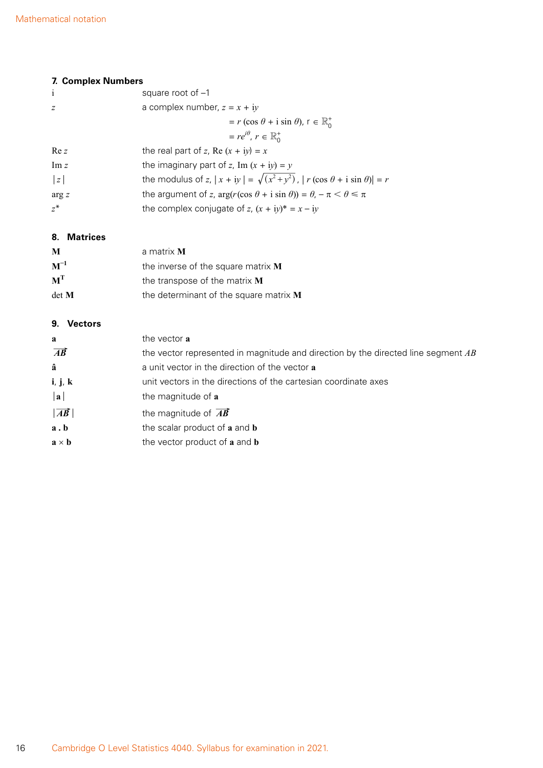## 7. Complex Numbers

| | |
|---|---|
| i | square root of –1 |
| $z$ | a complex number, $z = x + \mathrm{i}y$ |
| | $= r(\cos\theta + \mathrm{i}\sin\theta)$, $r \in \mathbb{R}_0^+$ |
| | $= re^{\mathrm{i}\theta}$, $r \in \mathbb{R}_0^+$ |
| Re $z$ | the real part of $z$, $\mathrm{Re}\,(x + \mathrm{i}y) = x$ |
| Im $z$ | the imaginary part of $z$, $\mathrm{Im}\,(x + \mathrm{i}y) = y$ |
| $\lvert z \rvert$ | the modulus of $z$, $\lvert x + \mathrm{i}y \rvert = \sqrt{(x^2 + y^2)}$, $\lvert r(\cos\theta + \mathrm{i}\sin\theta) \rvert = r$ |
| arg $z$ | the argument of $z$, $\arg(r(\cos\theta + \mathrm{i}\sin\theta)) = \theta$, $-\pi < \theta \leqslant \pi$ |
| $z^*$ | the complex conjugate of $z$, $(x + \mathrm{i}y)^* = x - \mathrm{i}y$ |

## 8. Matrices

| | |
|---|---|
| $\mathbf{M}$ | a matrix $\mathbf{M}$ |
| $\mathbf{M}^{-1}$ | the inverse of the square matrix $\mathbf{M}$ |
| $\mathbf{M}^{\mathrm{T}}$ | the transpose of the matrix $\mathbf{M}$ |
| det $\mathbf{M}$ | the determinant of the square matrix $\mathbf{M}$ |

## 9. Vectors

| | |
|---|---|
| $\mathbf{a}$ | the vector $\mathbf{a}$ |
| $\overrightarrow{AB}$ | the vector represented in magnitude and direction by the directed line segment $AB$ |
| $\hat{\mathbf{a}}$ | a unit vector in the direction of the vector $\mathbf{a}$ |
| $\mathbf{i}$, $\mathbf{j}$, $\mathbf{k}$ | unit vectors in the directions of the cartesian coordinate axes |
| $\lvert \mathbf{a} \rvert$ | the magnitude of $\mathbf{a}$ |
| $\lvert \overrightarrow{AB} \rvert$ | the magnitude of $\overrightarrow{AB}$ |
| $\mathbf{a}\,.\,\mathbf{b}$ | the scalar product of $\mathbf{a}$ and $\mathbf{b}$ |
| $\mathbf{a} \times \mathbf{b}$ | the vector product of $\mathbf{a}$ and $\mathbf{b}$ |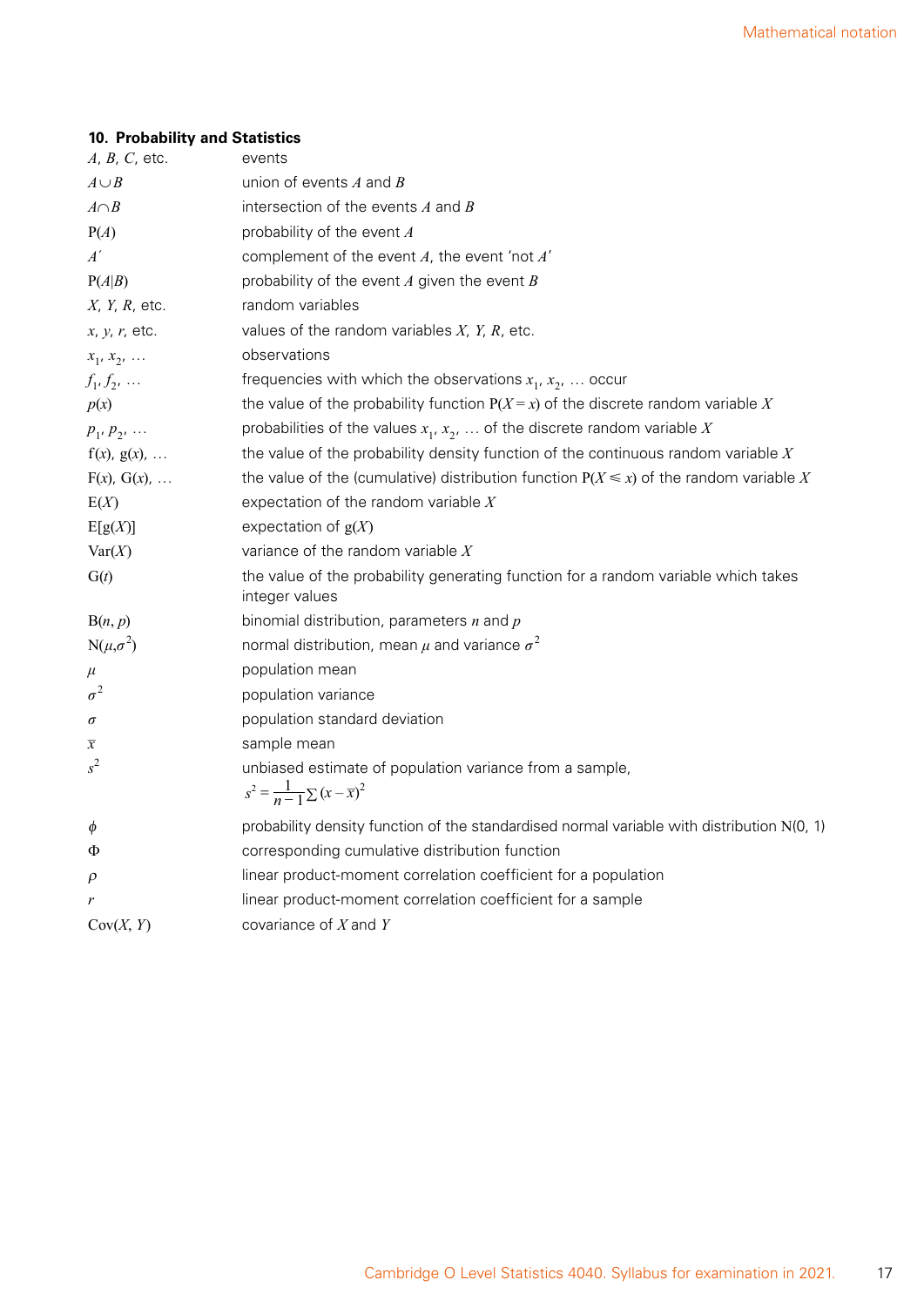### 10. Probability and Statistics

| | |
|---|---|
| $A$, $B$, $C$, etc. | events |
| $A \cup B$ | union of events $A$ and $B$ |
| $A \cap B$ | intersection of the events $A$ and $B$ |
| $\mathrm{P}(A)$ | probability of the event $A$ |
| $A'$ | complement of the event $A$, the event 'not $A$' |
| $\mathrm{P}(A\|B)$ | probability of the event $A$ given the event $B$ |
| $X$, $Y$, $R$, etc. | random variables |
| $x$, $y$, $r$, etc. | values of the random variables $X$, $Y$, $R$, etc. |
| $x_1$, $x_2$, … | observations |
| $f_1$, $f_2$, … | frequencies with which the observations $x_1$, $x_2$, … occur |
| $p(x)$ | the value of the probability function $\mathrm{P}(X = x)$ of the discrete random variable $X$ |
| $p_1$, $p_2$, … | probabilities of the values $x_1$, $x_2$, … of the discrete random variable $X$ |
| $\mathrm{f}(x)$, $\mathrm{g}(x)$, … | the value of the probability density function of the continuous random variable $X$ |
| $\mathrm{F}(x)$, $\mathrm{G}(x)$, … | the value of the (cumulative) distribution function $\mathrm{P}(X \leqslant x)$ of the random variable $X$ |
| $\mathrm{E}(X)$ | expectation of the random variable $X$ |
| $\mathrm{E}[\mathrm{g}(X)]$ | expectation of $\mathrm{g}(X)$ |
| $\mathrm{Var}(X)$ | variance of the random variable $X$ |
| $\mathrm{G}(t)$ | the value of the probability generating function for a random variable which takes integer values |
| $\mathrm{B}(n, p)$ | binomial distribution, parameters $n$ and $p$ |
| $\mathrm{N}(\mu, \sigma^2)$ | normal distribution, mean $\mu$ and variance $\sigma^2$ |
| $\mu$ | population mean |
| $\sigma^2$ | population variance |
| $\sigma$ | population standard deviation |
| $\bar{x}$ | sample mean |
| $s^2$ | unbiased estimate of population variance from a sample, $s^2 = \frac{1}{n-1}\sum(x - \bar{x})^2$ |
| $\phi$ | probability density function of the standardised normal variable with distribution N(0, 1) |
| $\Phi$ | corresponding cumulative distribution function |
| $\rho$ | linear product-moment correlation coefficient for a population |
| $r$ | linear product-moment correlation coefficient for a sample |
| $\mathrm{Cov}(X, Y)$ | covariance of $X$ and $Y$ |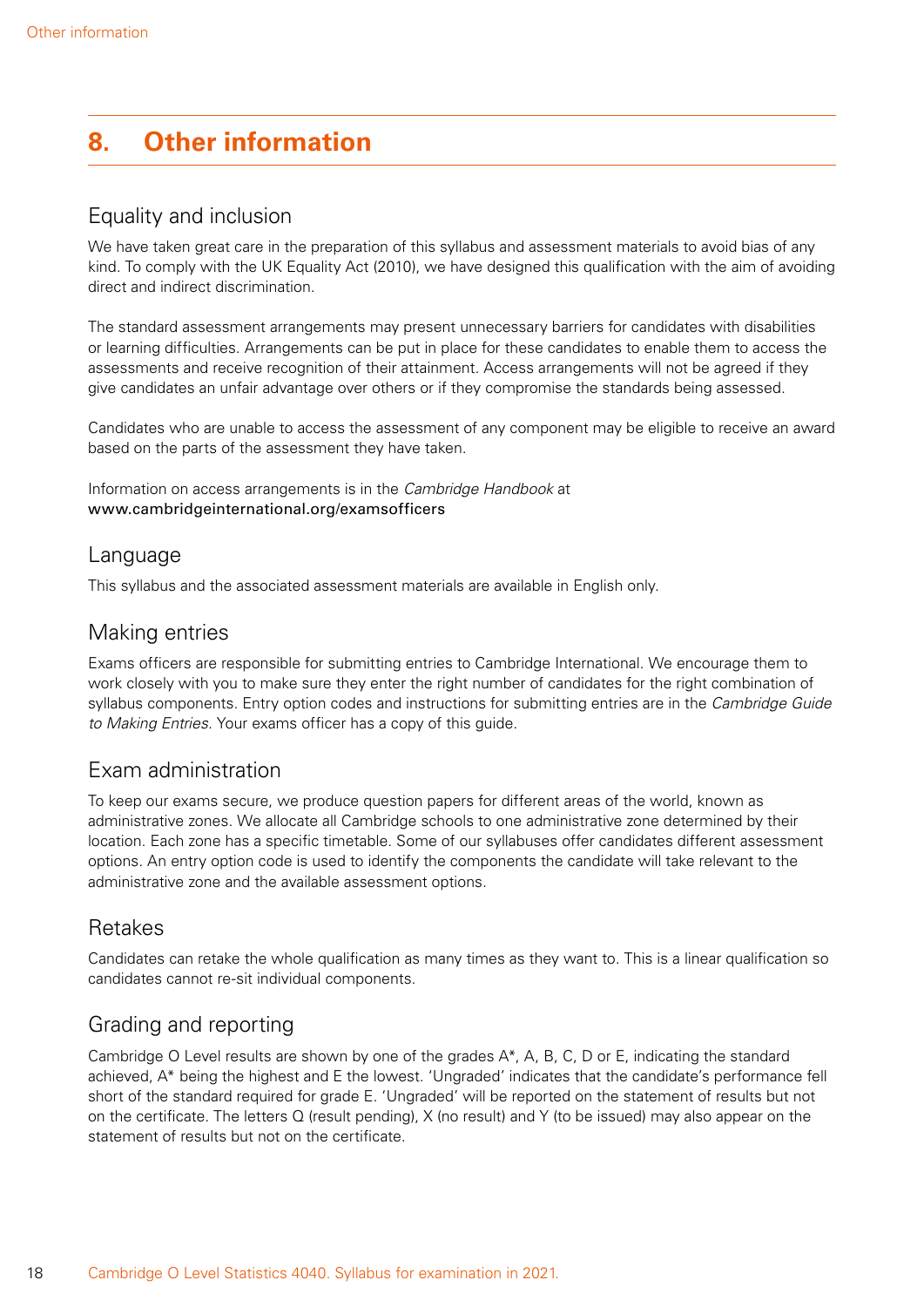# 8. Other information

## Equality and inclusion

We have taken great care in the preparation of this syllabus and assessment materials to avoid bias of any kind. To comply with the UK Equality Act (2010), we have designed this qualification with the aim of avoiding direct and indirect discrimination.

The standard assessment arrangements may present unnecessary barriers for candidates with disabilities or learning difficulties. Arrangements can be put in place for these candidates to enable them to access the assessments and receive recognition of their attainment. Access arrangements will not be agreed if they give candidates an unfair advantage over others or if they compromise the standards being assessed.

Candidates who are unable to access the assessment of any component may be eligible to receive an award based on the parts of the assessment they have taken.

Information on access arrangements is in the *Cambridge Handbook* at
**www.cambridgeinternational.org/examsofficers**

## Language

This syllabus and the associated assessment materials are available in English only.

## Making entries

Exams officers are responsible for submitting entries to Cambridge International. We encourage them to work closely with you to make sure they enter the right number of candidates for the right combination of syllabus components. Entry option codes and instructions for submitting entries are in the *Cambridge Guide to Making Entries*. Your exams officer has a copy of this guide.

## Exam administration

To keep our exams secure, we produce question papers for different areas of the world, known as administrative zones. We allocate all Cambridge schools to one administrative zone determined by their location. Each zone has a specific timetable. Some of our syllabuses offer candidates different assessment options. An entry option code is used to identify the components the candidate will take relevant to the administrative zone and the available assessment options.

## Retakes

Candidates can retake the whole qualification as many times as they want to. This is a linear qualification so candidates cannot re-sit individual components.

## Grading and reporting

Cambridge O Level results are shown by one of the grades A*, A, B, C, D or E, indicating the standard achieved, A* being the highest and E the lowest. 'Ungraded' indicates that the candidate's performance fell short of the standard required for grade E. 'Ungraded' will be reported on the statement of results but not on the certificate. The letters Q (result pending), X (no result) and Y (to be issued) may also appear on the statement of results but not on the certificate.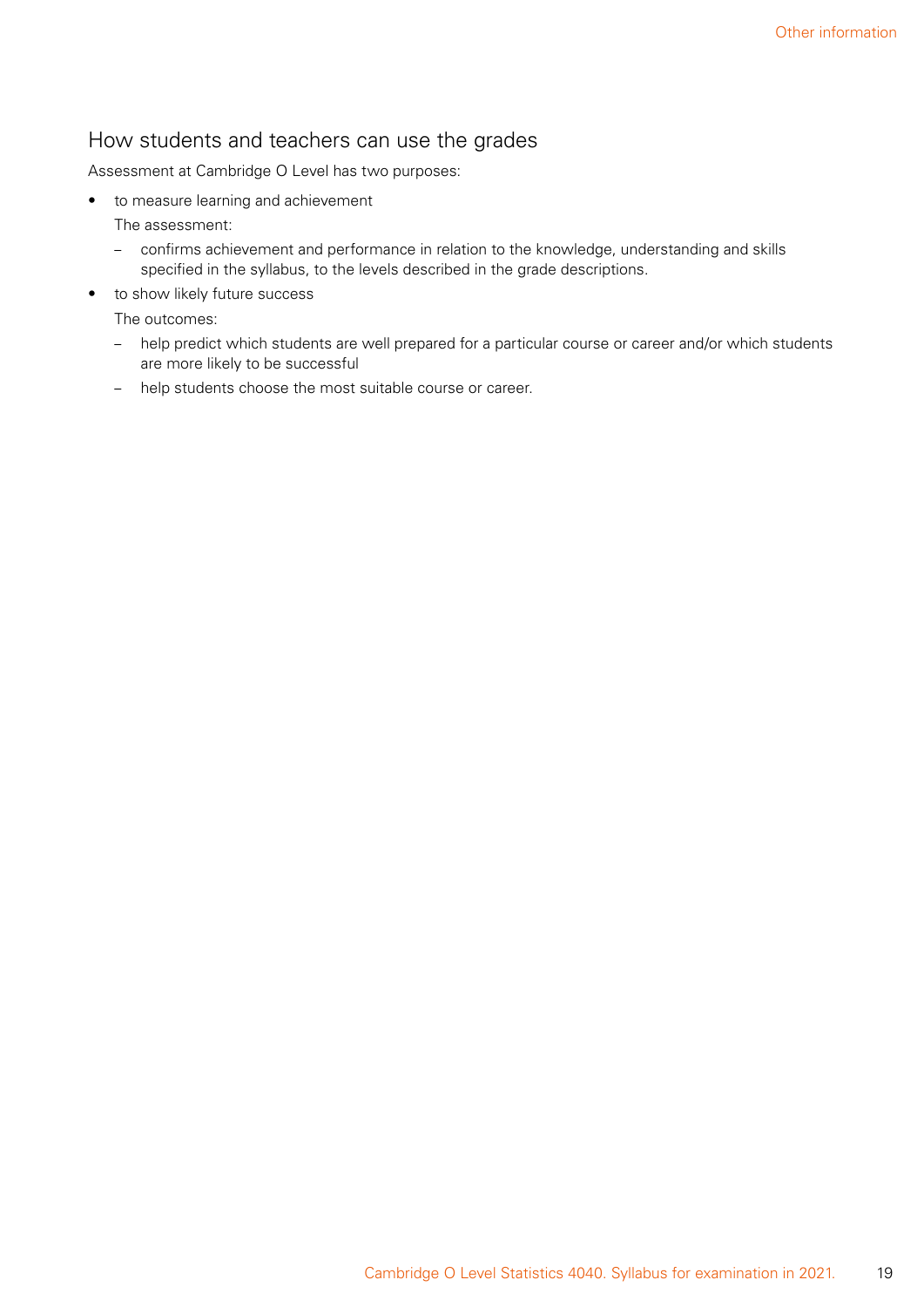## How students and teachers can use the grades

Assessment at Cambridge O Level has two purposes:

- to measure learning and achievement

  The assessment:

  - confirms achievement and performance in relation to the knowledge, understanding and skills specified in the syllabus, to the levels described in the grade descriptions.

- to show likely future success

  The outcomes:

  - help predict which students are well prepared for a particular course or career and/or which students are more likely to be successful
  - help students choose the most suitable course or career.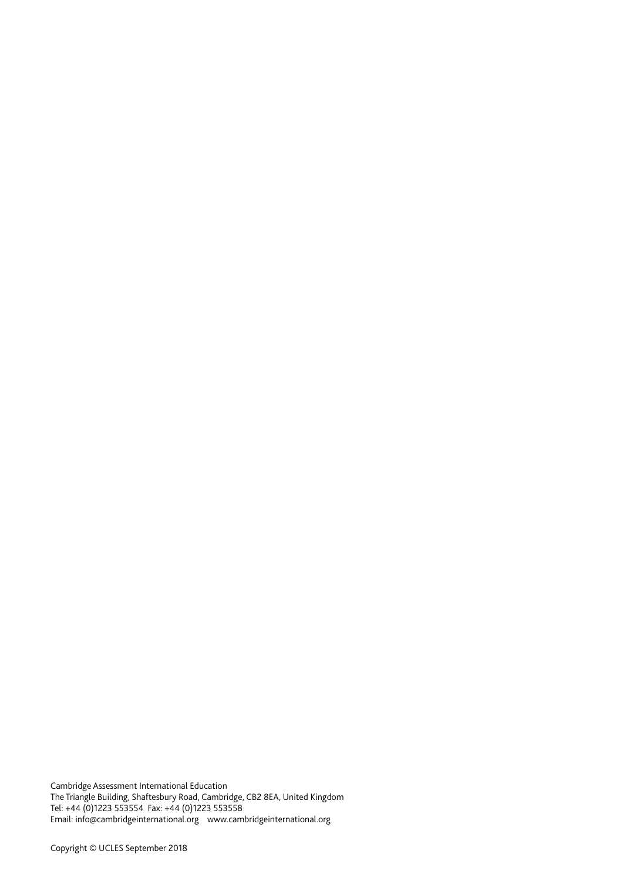Cambridge Assessment International Education
The Triangle Building, Shaftesbury Road, Cambridge, CB2 8EA, United Kingdom
Tel: +44 (0)1223 553554 Fax: +44 (0)1223 553558
Email: info@cambridgeinternational.org www.cambridgeinternational.org

Copyright © UCLES September 2018